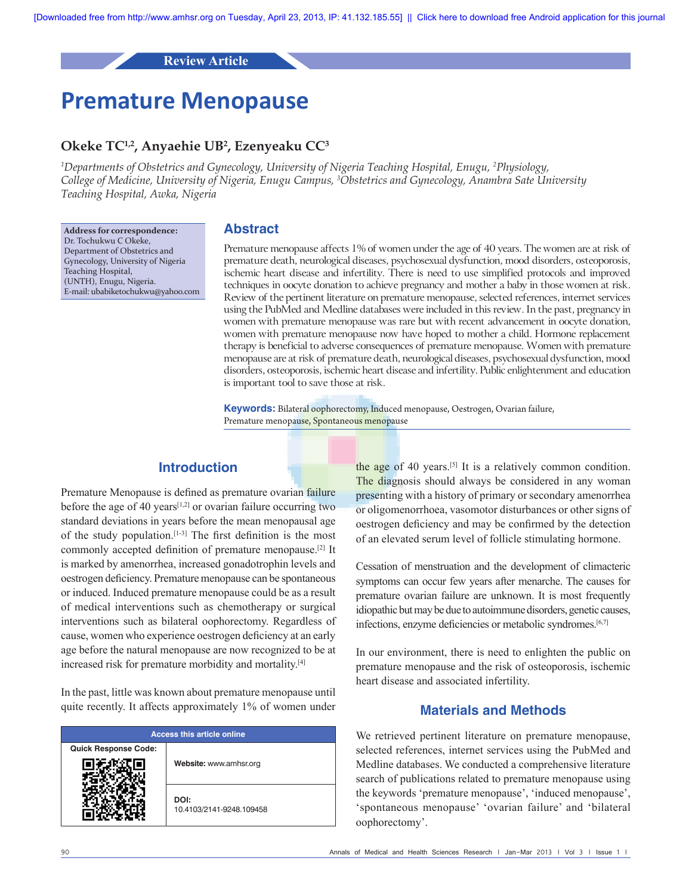Review Article

# Premature Menopause

## Okeke TC[1,2], Anyaehie UB[2], Ezenyeaku CC[3]

*[1]Departments of Obstetrics and Gynecology, University of Nigeria Teaching Hospital, Enugu, [2]Physiology, College of Medicine, University of Nigeria, Enugu Campus, [3]Obstetrics and Gynecology, Anambra Sate University Teaching Hospital, Awka, Nigeria*

**Address for correspondence:**
Dr. Tochukwu C Okeke,
Department of Obstetrics and Gynecology, University of Nigeria Teaching Hospital,
(UNTH), Enugu, Nigeria.
E-mail: ubabiketochukwu@yahoo.com

## Abstract

Premature menopause affects 1% of women under the age of 40 years. The women are at risk of premature death, neurological diseases, psychosexual dysfunction, mood disorders, osteoporosis, ischemic heart disease and infertility. There is need to use simplified protocols and improved techniques in oocyte donation to achieve pregnancy and mother a baby in those women at risk. Review of the pertinent literature on premature menopause, selected references, internet services using the PubMed and Medline databases were included in this review. In the past, pregnancy in women with premature menopause was rare but with recent advancement in oocyte donation, women with premature menopause now have hoped to mother a child. Hormone replacement therapy is beneficial to adverse consequences of premature menopause. Women with premature menopause are at risk of premature death, neurological diseases, psychosexual dysfunction, mood disorders, osteoporosis, ischemic heart disease and infertility. Public enlightenment and education is important tool to save those at risk.

**Keywords:** Bilateral oophorectomy, Induced menopause, Oestrogen, Ovarian failure, Premature menopause, Spontaneous menopause

## Introduction

Premature Menopause is defined as premature ovarian failure before the age of 40 years[1,2] or ovarian failure occurring two standard deviations in years before the mean menopausal age of the study population.[1-3] The first definition is the most commonly accepted definition of premature menopause.[2] It is marked by amenorrhea, increased gonadotrophin levels and oestrogen deficiency. Premature menopause can be spontaneous or induced. Induced premature menopause could be as a result of medical interventions such as chemotherapy or surgical interventions such as bilateral oophorectomy. Regardless of cause, women who experience oestrogen deficiency at an early age before the natural menopause are now recognized to be at increased risk for premature morbidity and mortality.[4]

In the past, little was known about premature menopause until quite recently. It affects approximately 1% of women under the age of 40 years.[5] It is a relatively common condition. The diagnosis should always be considered in any woman presenting with a history of primary or secondary amenorrhea or oligomenorrhoea, vasomotor disturbances or other signs of oestrogen deficiency and may be confirmed by the detection of an elevated serum level of follicle stimulating hormone.

Cessation of menstruation and the development of climacteric symptoms can occur few years after menarche. The causes for premature ovarian failure are unknown. It is most frequently idiopathic but may be due to autoimmune disorders, genetic causes, infections, enzyme deficiencies or metabolic syndromes.[6,7]

In our environment, there is need to enlighten the public on premature menopause and the risk of osteoporosis, ischemic heart disease and associated infertility.

| Access this article online | |
|---|---|
| Quick Response Code: | Website: www.amhsr.org |
| | DOI: 10.4103/2141-9248.109458 |

## Materials and Methods

We retrieved pertinent literature on premature menopause, selected references, internet services using the PubMed and Medline databases. We conducted a comprehensive literature search of publications related to premature menopause using the keywords 'premature menopause', 'induced menopause', 'spontaneous menopause' 'ovarian failure' and 'bilateral oophorectomy'.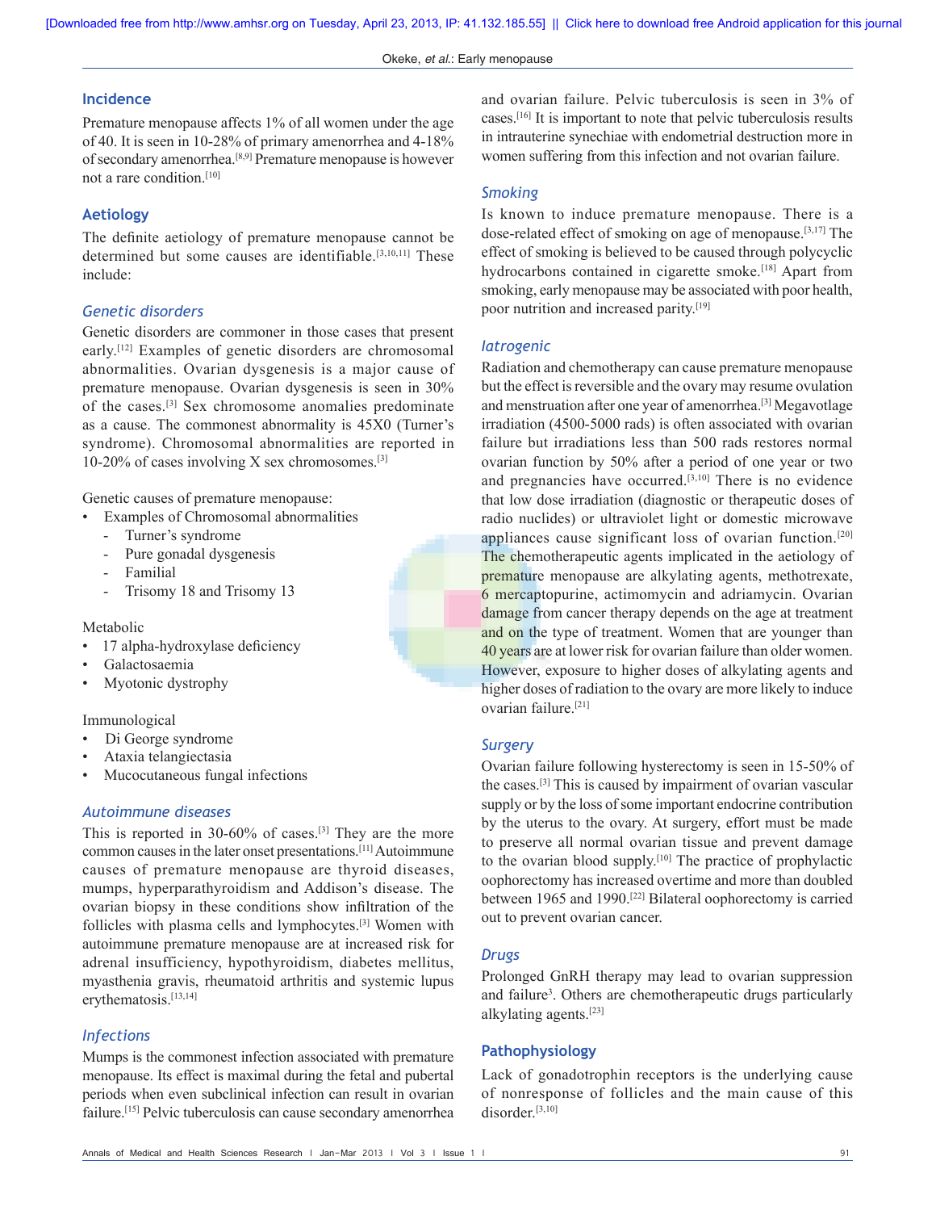## Incidence

Premature menopause affects 1% of all women under the age of 40. It is seen in 10-28% of primary amenorrhea and 4-18% of secondary amenorrhea.[8,9] Premature menopause is however not a rare condition.[10]

## Aetiology

The definite aetiology of premature menopause cannot be determined but some causes are identifiable.[3,10,11] These include:

### Genetic disorders

Genetic disorders are commoner in those cases that present early.[12] Examples of genetic disorders are chromosomal abnormalities. Ovarian dysgenesis is a major cause of premature menopause. Ovarian dysgenesis is seen in 30% of the cases.[3] Sex chromosome anomalies predominate as a cause. The commonest abnormality is 45X0 (Turner's syndrome). Chromosomal abnormalities are reported in 10-20% of cases involving X sex chromosomes.[3]

Genetic causes of premature menopause:

- Examples of Chromosomal abnormalities
  - Turner's syndrome
  - Pure gonadal dysgenesis
  - Familial
  - Trisomy 18 and Trisomy 13

Metabolic

- 17 alpha-hydroxylase deficiency
- Galactosaemia
- Myotonic dystrophy

Immunological

- Di George syndrome
- Ataxia telangiectasia
- Mucocutaneous fungal infections

### Autoimmune diseases

This is reported in 30-60% of cases.[3] They are the more common causes in the later onset presentations.[11] Autoimmune causes of premature menopause are thyroid diseases, mumps, hyperparathyroidism and Addison's disease. The ovarian biopsy in these conditions show infiltration of the follicles with plasma cells and lymphocytes.[3] Women with autoimmune premature menopause are at increased risk for adrenal insufficiency, hypothyroidism, diabetes mellitus, myasthenia gravis, rheumatoid arthritis and systemic lupus erythematosis.[13,14]

### Infections

Mumps is the commonest infection associated with premature menopause. Its effect is maximal during the fetal and pubertal periods when even subclinical infection can result in ovarian failure.[15] Pelvic tuberculosis can cause secondary amenorrhea and ovarian failure. Pelvic tuberculosis is seen in 3% of cases.[16] It is important to note that pelvic tuberculosis results in intrauterine synechiae with endometrial destruction more in women suffering from this infection and not ovarian failure.

### Smoking

Is known to induce premature menopause. There is a dose-related effect of smoking on age of menopause.[3,17] The effect of smoking is believed to be caused through polycyclic hydrocarbons contained in cigarette smoke.[18] Apart from smoking, early menopause may be associated with poor health, poor nutrition and increased parity.[19]

### Iatrogenic

Radiation and chemotherapy can cause premature menopause but the effect is reversible and the ovary may resume ovulation and menstruation after one year of amenorrhea.[3] Megavotlage irradiation (4500-5000 rads) is often associated with ovarian failure but irradiations less than 500 rads restores normal ovarian function by 50% after a period of one year or two and pregnancies have occurred.[3,10] There is no evidence that low dose irradiation (diagnostic or therapeutic doses of radio nuclides) or ultraviolet light or domestic microwave appliances cause significant loss of ovarian function.[20] The chemotherapeutic agents implicated in the aetiology of premature menopause are alkylating agents, methotrexate, 6 mercaptopurine, actimomycin and adriamycin. Ovarian damage from cancer therapy depends on the age at treatment and on the type of treatment. Women that are younger than 40 years are at lower risk for ovarian failure than older women. However, exposure to higher doses of alkylating agents and higher doses of radiation to the ovary are more likely to induce ovarian failure.[21]

### Surgery

Ovarian failure following hysterectomy is seen in 15-50% of the cases.[3] This is caused by impairment of ovarian vascular supply or by the loss of some important endocrine contribution by the uterus to the ovary. At surgery, effort must be made to preserve all normal ovarian tissue and prevent damage to the ovarian blood supply.[10] The practice of prophylactic oophorectomy has increased overtime and more than doubled between 1965 and 1990.[22] Bilateral oophorectomy is carried out to prevent ovarian cancer.

### Drugs

Prolonged GnRH therapy may lead to ovarian suppression and failure[3]. Others are chemotherapeutic drugs particularly alkylating agents.[23]

## Pathophysiology

Lack of gonadotrophin receptors is the underlying cause of nonresponse of follicles and the main cause of this disorder.[3,10]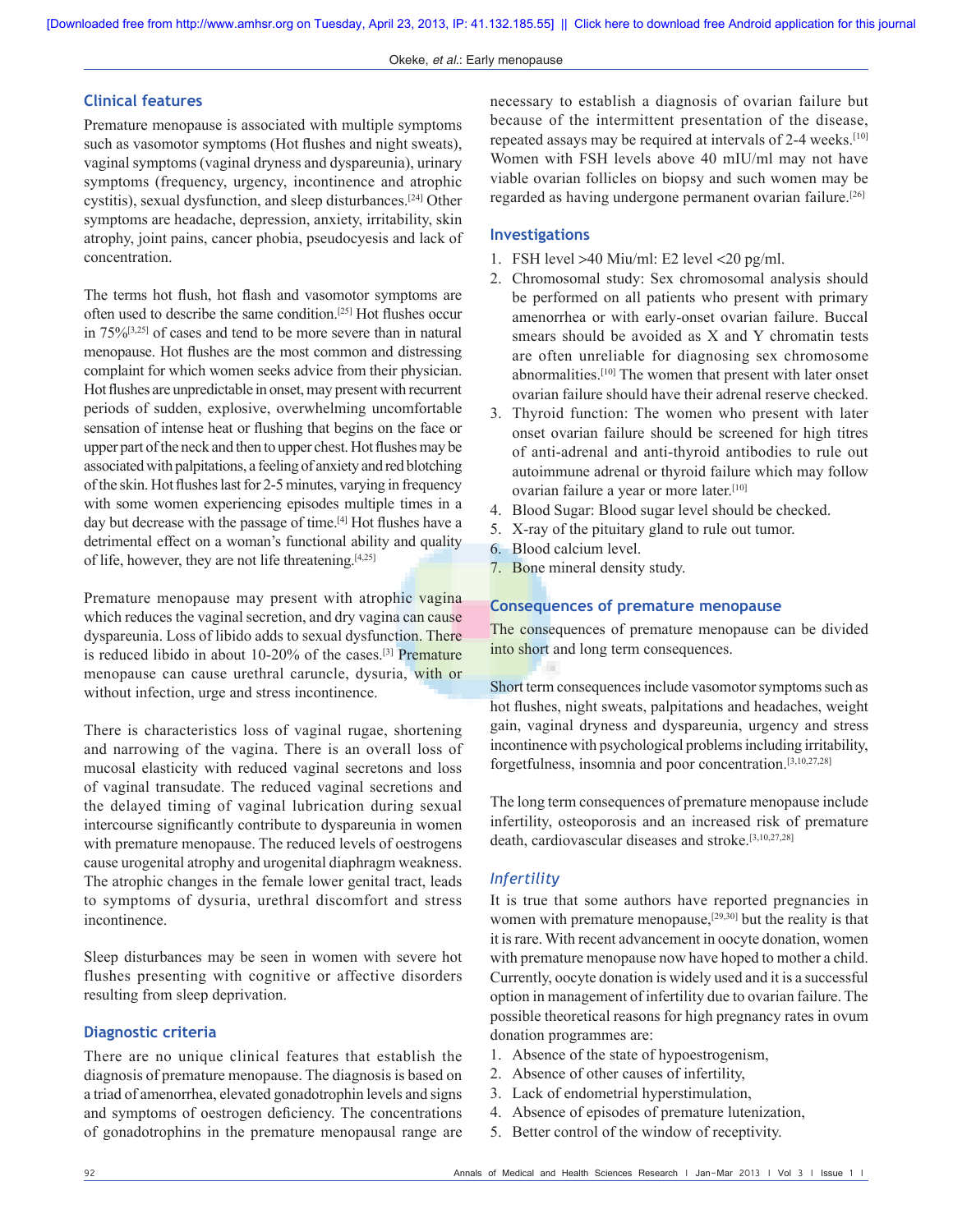## Clinical features

Premature menopause is associated with multiple symptoms such as vasomotor symptoms (Hot flushes and night sweats), vaginal symptoms (vaginal dryness and dyspareunia), urinary symptoms (frequency, urgency, incontinence and atrophic cystitis), sexual dysfunction, and sleep disturbances.[24] Other symptoms are headache, depression, anxiety, irritability, skin atrophy, joint pains, cancer phobia, pseudocyesis and lack of concentration.

The terms hot flush, hot flash and vasomotor symptoms are often used to describe the same condition.[25] Hot flushes occur in 75%[3,25] of cases and tend to be more severe than in natural menopause. Hot flushes are the most common and distressing complaint for which women seeks advice from their physician. Hot flushes are unpredictable in onset, may present with recurrent periods of sudden, explosive, overwhelming uncomfortable sensation of intense heat or flushing that begins on the face or upper part of the neck and then to upper chest. Hot flushes may be associated with palpitations, a feeling of anxiety and red blotching of the skin. Hot flushes last for 2-5 minutes, varying in frequency with some women experiencing episodes multiple times in a day but decrease with the passage of time.[4] Hot flushes have a detrimental effect on a woman's functional ability and quality of life, however, they are not life threatening.[4,25]

Premature menopause may present with atrophic vagina which reduces the vaginal secretion, and dry vagina can cause dyspareunia. Loss of libido adds to sexual dysfunction. There is reduced libido in about 10-20% of the cases.[3] Premature menopause can cause urethral caruncle, dysuria, with or without infection, urge and stress incontinence.

There is characteristics loss of vaginal rugae, shortening and narrowing of the vagina. There is an overall loss of mucosal elasticity with reduced vaginal secretons and loss of vaginal transudate. The reduced vaginal secretions and the delayed timing of vaginal lubrication during sexual intercourse significantly contribute to dyspareunia in women with premature menopause. The reduced levels of oestrogens cause urogenital atrophy and urogenital diaphragm weakness. The atrophic changes in the female lower genital tract, leads to symptoms of dysuria, urethral discomfort and stress incontinence.

Sleep disturbances may be seen in women with severe hot flushes presenting with cognitive or affective disorders resulting from sleep deprivation.

## Diagnostic criteria

There are no unique clinical features that establish the diagnosis of premature menopause. The diagnosis is based on a triad of amenorrhea, elevated gonadotrophin levels and signs and symptoms of oestrogen deficiency. The concentrations of gonadotrophins in the premature menopausal range are necessary to establish a diagnosis of ovarian failure but because of the intermittent presentation of the disease, repeated assays may be required at intervals of 2-4 weeks.[10] Women with FSH levels above 40 mIU/ml may not have viable ovarian follicles on biopsy and such women may be regarded as having undergone permanent ovarian failure.[26]

## Investigations

1. FSH level >40 Miu/ml: E2 level <20 pg/ml.
2. Chromosomal study: Sex chromosomal analysis should be performed on all patients who present with primary amenorrhea or with early-onset ovarian failure. Buccal smears should be avoided as X and Y chromatin tests are often unreliable for diagnosing sex chromosome abnormalities.[10] The women that present with later onset ovarian failure should have their adrenal reserve checked.
3. Thyroid function: The women who present with later onset ovarian failure should be screened for high titres of anti-adrenal and anti-thyroid antibodies to rule out autoimmune adrenal or thyroid failure which may follow ovarian failure a year or more later.[10]
4. Blood Sugar: Blood sugar level should be checked.
5. X-ray of the pituitary gland to rule out tumor.
6. Blood calcium level.
7. Bone mineral density study.

## Consequences of premature menopause

The consequences of premature menopause can be divided into short and long term consequences.

Short term consequences include vasomotor symptoms such as hot flushes, night sweats, palpitations and headaches, weight gain, vaginal dryness and dyspareunia, urgency and stress incontinence with psychological problems including irritability, forgetfulness, insomnia and poor concentration.[3,10,27,28]

The long term consequences of premature menopause include infertility, osteoporosis and an increased risk of premature death, cardiovascular diseases and stroke.[3,10,27,28]

### *Infertility*

It is true that some authors have reported pregnancies in women with premature menopause,[29,30] but the reality is that it is rare. With recent advancement in oocyte donation, women with premature menopause now have hoped to mother a child. Currently, oocyte donation is widely used and it is a successful option in management of infertility due to ovarian failure. The possible theoretical reasons for high pregnancy rates in ovum donation programmes are:

1. Absence of the state of hypoestrogenism,
2. Absence of other causes of infertility,
3. Lack of endometrial hyperstimulation,
4. Absence of episodes of premature lutenization,
5. Better control of the window of receptivity.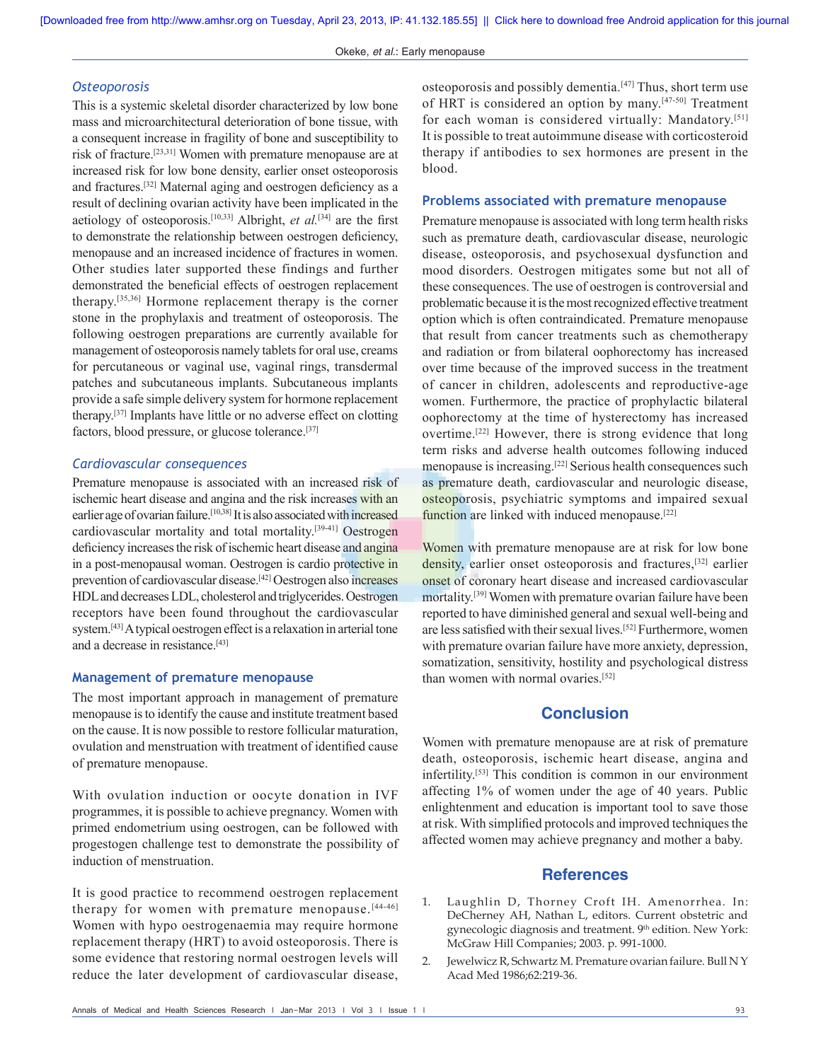### *Osteoporosis*

This is a systemic skeletal disorder characterized by low bone mass and microarchitectural deterioration of bone tissue, with a consequent increase in fragility of bone and susceptibility to risk of fracture.[23,31] Women with premature menopause are at increased risk for low bone density, earlier onset osteoporosis and fractures.[32] Maternal aging and oestrogen deficiency as a result of declining ovarian activity have been implicated in the aetiology of osteoporosis.[10,33] Albright, *et al.*[34] are the first to demonstrate the relationship between oestrogen deficiency, menopause and an increased incidence of fractures in women. Other studies later supported these findings and further demonstrated the beneficial effects of oestrogen replacement therapy.[35,36] Hormone replacement therapy is the corner stone in the prophylaxis and treatment of osteoporosis. The following oestrogen preparations are currently available for management of osteoporosis namely tablets for oral use, creams for percutaneous or vaginal use, vaginal rings, transdermal patches and subcutaneous implants. Subcutaneous implants provide a safe simple delivery system for hormone replacement therapy.[37] Implants have little or no adverse effect on clotting factors, blood pressure, or glucose tolerance.[37]

### *Cardiovascular consequences*

Premature menopause is associated with an increased risk of ischemic heart disease and angina and the risk increases with an earlier age of ovarian failure.[10,38] It is also associated with increased cardiovascular mortality and total mortality.[39-41] Oestrogen deficiency increases the risk of ischemic heart disease and angina in a post-menopausal woman. Oestrogen is cardio protective in prevention of cardiovascular disease.[42] Oestrogen also increases HDL and decreases LDL, cholesterol and triglycerides. Oestrogen receptors have been found throughout the cardiovascular system.[43] A typical oestrogen effect is a relaxation in arterial tone and a decrease in resistance.[43]

## Management of premature menopause

The most important approach in management of premature menopause is to identify the cause and institute treatment based on the cause. It is now possible to restore follicular maturation, ovulation and menstruation with treatment of identified cause of premature menopause.

With ovulation induction or oocyte donation in IVF programmes, it is possible to achieve pregnancy. Women with primed endometrium using oestrogen, can be followed with progestogen challenge test to demonstrate the possibility of induction of menstruation.

It is good practice to recommend oestrogen replacement therapy for women with premature menopause.[44-46] Women with hypo oestrogenaemia may require hormone replacement therapy (HRT) to avoid osteoporosis. There is some evidence that restoring normal oestrogen levels will reduce the later development of cardiovascular disease, osteoporosis and possibly dementia.[47] Thus, short term use of HRT is considered an option by many.[47-50] Treatment for each woman is considered virtually: Mandatory.[51] It is possible to treat autoimmune disease with corticosteroid therapy if antibodies to sex hormones are present in the blood.

## Problems associated with premature menopause

Premature menopause is associated with long term health risks such as premature death, cardiovascular disease, neurologic disease, osteoporosis, and psychosexual dysfunction and mood disorders. Oestrogen mitigates some but not all of these consequences. The use of oestrogen is controversial and problematic because it is the most recognized effective treatment option which is often contraindicated. Premature menopause that result from cancer treatments such as chemotherapy and radiation or from bilateral oophorectomy has increased over time because of the improved success in the treatment of cancer in children, adolescents and reproductive-age women. Furthermore, the practice of prophylactic bilateral oophorectomy at the time of hysterectomy has increased overtime.[22] However, there is strong evidence that long term risks and adverse health outcomes following induced menopause is increasing.[22] Serious health consequences such as premature death, cardiovascular and neurologic disease, osteoporosis, psychiatric symptoms and impaired sexual function are linked with induced menopause.[22]

Women with premature menopause are at risk for low bone density, earlier onset osteoporosis and fractures,[32] earlier onset of coronary heart disease and increased cardiovascular mortality.[39] Women with premature ovarian failure have been reported to have diminished general and sexual well-being and are less satisfied with their sexual lives.[52] Furthermore, women with premature ovarian failure have more anxiety, depression, somatization, sensitivity, hostility and psychological distress than women with normal ovaries.[52]

# Conclusion

Women with premature menopause are at risk of premature death, osteoporosis, ischemic heart disease, angina and infertility.[53] This condition is common in our environment affecting 1% of women under the age of 40 years. Public enlightenment and education is important tool to save those at risk. With simplified protocols and improved techniques the affected women may achieve pregnancy and mother a baby.

# References

1. Laughlin D, Thorney Croft IH. Amenorrhea. In: DeCherney AH, Nathan L, editors. Current obstetric and gynecologic diagnosis and treatment. 9th edition. New York: McGraw Hill Companies; 2003. p. 991-1000.
2. Jewelwicz R, Schwartz M. Premature ovarian failure. Bull N Y Acad Med 1986;62:219-36.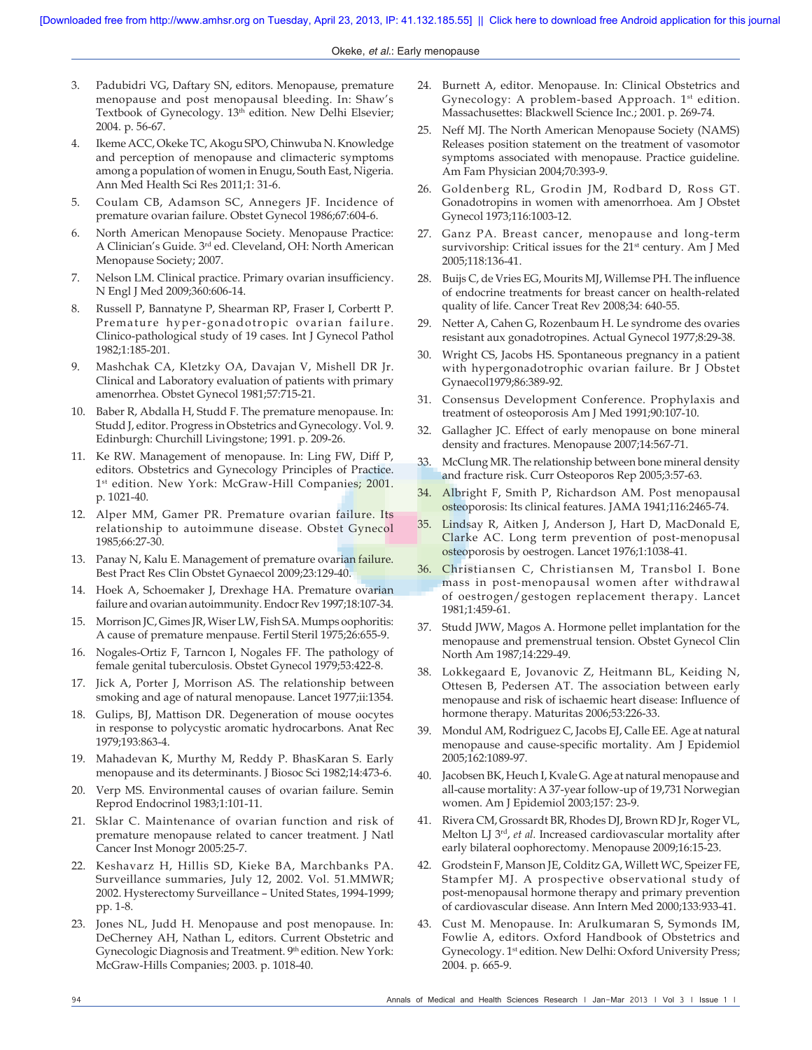3. Padubidri VG, Daftary SN, editors. Menopause, premature menopause and post menopausal bleeding. In: Shaw's Textbook of Gynecology. 13th edition. New Delhi Elsevier; 2004. p. 56-67.
4. Ikeme ACC, Okeke TC, Akogu SPO, Chinwuba N. Knowledge and perception of menopause and climacteric symptoms among a population of women in Enugu, South East, Nigeria. Ann Med Health Sci Res 2011;1: 31-6.
5. Coulam CB, Adamson SC, Annegers JF. Incidence of premature ovarian failure. Obstet Gynecol 1986;67:604-6.
6. North American Menopause Society. Menopause Practice: A Clinician's Guide. 3rd ed. Cleveland, OH: North American Menopause Society; 2007.
7. Nelson LM. Clinical practice. Primary ovarian insufficiency. N Engl J Med 2009;360:606-14.
8. Russell P, Bannatyne P, Shearman RP, Fraser I, Corbertt P. Premature hyper-gonadotropic ovarian failure. Clinico-pathological study of 19 cases. Int J Gynecol Pathol 1982;1:185-201.
9. Mashchak CA, Kletzky OA, Davajan V, Mishell DR Jr. Clinical and Laboratory evaluation of patients with primary amenorrhea. Obstet Gynecol 1981;57:715-21.
10. Baber R, Abdalla H, Studd F. The premature menopause. In: Studd J, editor. Progress in Obstetrics and Gynecology. Vol. 9. Edinburgh: Churchill Livingstone; 1991. p. 209-26.
11. Ke RW. Management of menopause. In: Ling FW, Diff P, editors. Obstetrics and Gynecology Principles of Practice. 1st edition. New York: McGraw-Hill Companies; 2001. p. 1021-40.
12. Alper MM, Gamer PR. Premature ovarian failure. Its relationship to autoimmune disease. Obstet Gynecol 1985;66:27-30.
13. Panay N, Kalu E. Management of premature ovarian failure. Best Pract Res Clin Obstet Gynaecol 2009;23:129-40.
14. Hoek A, Schoemaker J, Drexhage HA. Premature ovarian failure and ovarian autoimmunity. Endocr Rev 1997;18:107-34.
15. Morrison JC, Gimes JR, Wiser LW, Fish SA. Mumps oophoritis: A cause of premature menpause. Fertil Steril 1975;26:655-9.
16. Nogales-Ortiz F, Tarncon I, Nogales FF. The pathology of female genital tuberculosis. Obstet Gynecol 1979;53:422-8.
17. Jick A, Porter J, Morrison AS. The relationship between smoking and age of natural menopause. Lancet 1977;ii:1354.
18. Gulips, BJ, Mattison DR. Degeneration of mouse oocytes in response to polycystic aromatic hydrocarbons. Anat Rec 1979;193:863-4.
19. Mahadevan K, Murthy M, Reddy P. BhasKaran S. Early menopause and its determinants. J Biosoc Sci 1982;14:473-6.
20. Verp MS. Environmental causes of ovarian failure. Semin Reprod Endocrinol 1983;1:101-11.
21. Sklar C. Maintenance of ovarian function and risk of premature menopause related to cancer treatment. J Natl Cancer Inst Monogr 2005:25-7.
22. Keshavarz H, Hillis SD, Kieke BA, Marchbanks PA. Surveillance summaries, July 12, 2002. Vol. 51.MMWR; 2002. Hysterectomy Surveillance – United States, 1994-1999; pp. 1-8.
23. Jones NL, Judd H. Menopause and post menopause. In: DeCherney AH, Nathan L, editors. Current Obstetric and Gynecologic Diagnosis and Treatment. 9th edition. New York: McGraw-Hills Companies; 2003. p. 1018-40.
24. Burnett A, editor. Menopause. In: Clinical Obstetrics and Gynecology: A problem-based Approach. 1st edition. Massachusettes: Blackwell Science Inc.; 2001. p. 269-74.
25. Neff MJ. The North American Menopause Society (NAMS) Releases position statement on the treatment of vasomotor symptoms associated with menopause. Practice guideline. Am Fam Physician 2004;70:393-9.
26. Goldenberg RL, Grodin JM, Rodbard D, Ross GT. Gonadotropins in women with amenorrhoea. Am J Obstet Gynecol 1973;116:1003-12.
27. Ganz PA. Breast cancer, menopause and long-term survivorship: Critical issues for the 21st century. Am J Med 2005;118:136-41.
28. Buijs C, de Vries EG, Mourits MJ, Willemse PH. The influence of endocrine treatments for breast cancer on health-related quality of life. Cancer Treat Rev 2008;34: 640-55.
29. Netter A, Cahen G, Rozenbaum H. Le syndrome des ovaries resistant aux gonadotropines. Actual Gynecol 1977;8:29-38.
30. Wright CS, Jacobs HS. Spontaneous pregnancy in a patient with hypergonadotrophic ovarian failure. Br J Obstet Gynaecol1979;86:389-92.
31. Consensus Development Conference. Prophylaxis and treatment of osteoporosis Am J Med 1991;90:107-10.
32. Gallagher JC. Effect of early menopause on bone mineral density and fractures. Menopause 2007;14:567-71.
33. McClung MR. The relationship between bone mineral density and fracture risk. Curr Osteoporos Rep 2005;3:57-63.
34. Albright F, Smith P, Richardson AM. Post menopausal osteoporosis: Its clinical features. JAMA 1941;116:2465-74.
35. Lindsay R, Aitken J, Anderson J, Hart D, MacDonald E, Clarke AC. Long term prevention of post-menopusal osteoporosis by oestrogen. Lancet 1976;1:1038-41.
36. Christiansen C, Christiansen M, Transbol I. Bone mass in post-menopausal women after withdrawal of oestrogen/gestogen replacement therapy. Lancet 1981;1:459-61.
37. Studd JWW, Magos A. Hormone pellet implantation for the menopause and premenstrual tension. Obstet Gynecol Clin North Am 1987;14:229-49.
38. Lokkegaard E, Jovanovic Z, Heitmann BL, Keiding N, Ottesen B, Pedersen AT. The association between early menopause and risk of ischaemic heart disease: Influence of hormone therapy. Maturitas 2006;53:226-33.
39. Mondul AM, Rodriguez C, Jacobs EJ, Calle EE. Age at natural menopause and cause-specific mortality. Am J Epidemiol 2005;162:1089-97.
40. Jacobsen BK, Heuch I, Kvale G. Age at natural menopause and all-cause mortality: A 37-year follow-up of 19,731 Norwegian women. Am J Epidemiol 2003;157: 23-9.
41. Rivera CM, Grossardt BR, Rhodes DJ, Brown RD Jr, Roger VL, Melton LJ 3rd, *et al.* Increased cardiovascular mortality after early bilateral oophorectomy. Menopause 2009;16:15-23.
42. Grodstein F, Manson JE, Colditz GA, Willett WC, Speizer FE, Stampfer MJ. A prospective observational study of post-menopausal hormone therapy and primary prevention of cardiovascular disease. Ann Intern Med 2000;133:933-41.
43. Cust M. Menopause. In: Arulkumaran S, Symonds IM, Fowlie A, editors. Oxford Handbook of Obstetrics and Gynecology. 1st edition. New Delhi: Oxford University Press; 2004. p. 665-9.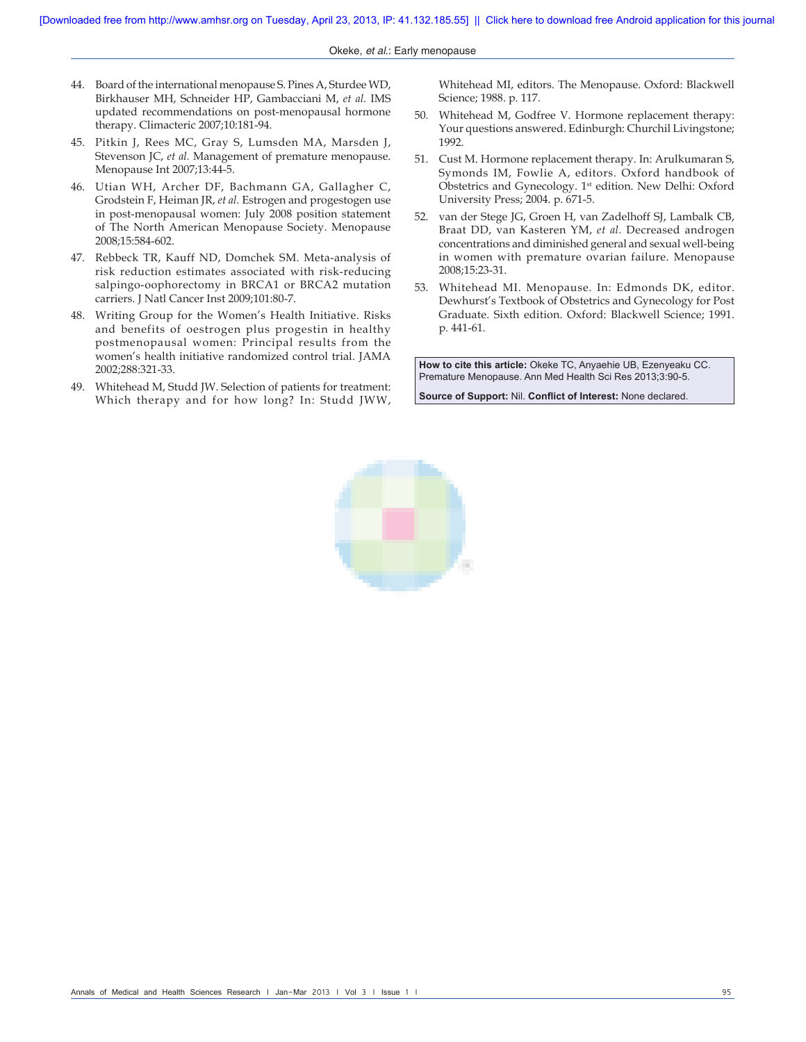44. Board of the international menopause S. Pines A, Sturdee WD, Birkhauser MH, Schneider HP, Gambacciani M, *et al.* IMS updated recommendations on post-menopausal hormone therapy. Climacteric 2007;10:181-94.
45. Pitkin J, Rees MC, Gray S, Lumsden MA, Marsden J, Stevenson JC, *et al.* Management of premature menopause. Menopause Int 2007;13:44-5.
46. Utian WH, Archer DF, Bachmann GA, Gallagher C, Grodstein F, Heiman JR, *et al.* Estrogen and progestogen use in post-menopausal women: July 2008 position statement of The North American Menopause Society. Menopause 2008;15:584-602.
47. Rebbeck TR, Kauff ND, Domchek SM. Meta-analysis of risk reduction estimates associated with risk-reducing salpingo-oophorectomy in BRCA1 or BRCA2 mutation carriers. J Natl Cancer Inst 2009;101:80-7.
48. Writing Group for the Women's Health Initiative. Risks and benefits of oestrogen plus progestin in healthy postmenopausal women: Principal results from the women's health initiative randomized control trial. JAMA 2002;288:321-33.
49. Whitehead M, Studd JW. Selection of patients for treatment: Which therapy and for how long? In: Studd JWW, Whitehead MI, editors. The Menopause. Oxford: Blackwell Science; 1988. p. 117.
50. Whitehead M, Godfree V. Hormone replacement therapy: Your questions answered. Edinburgh: Churchil Livingstone; 1992.
51. Cust M. Hormone replacement therapy. In: Arulkumaran S, Symonds IM, Fowlie A, editors. Oxford handbook of Obstetrics and Gynecology. 1st edition. New Delhi: Oxford University Press; 2004. p. 671-5.
52. van der Stege JG, Groen H, van Zadelhoff SJ, Lambalk CB, Braat DD, van Kasteren YM, *et al.* Decreased androgen concentrations and diminished general and sexual well-being in women with premature ovarian failure. Menopause 2008;15:23-31.
53. Whitehead MI. Menopause. In: Edmonds DK, editor. Dewhurst's Textbook of Obstetrics and Gynecology for Post Graduate. Sixth edition. Oxford: Blackwell Science; 1991. p. 441-61.

**How to cite this article:** Okeke TC, Anyaehie UB, Ezenyeaku CC. Premature Menopause. Ann Med Health Sci Res 2013;3:90-5.

**Source of Support:** Nil. **Conflict of Interest:** None declared.